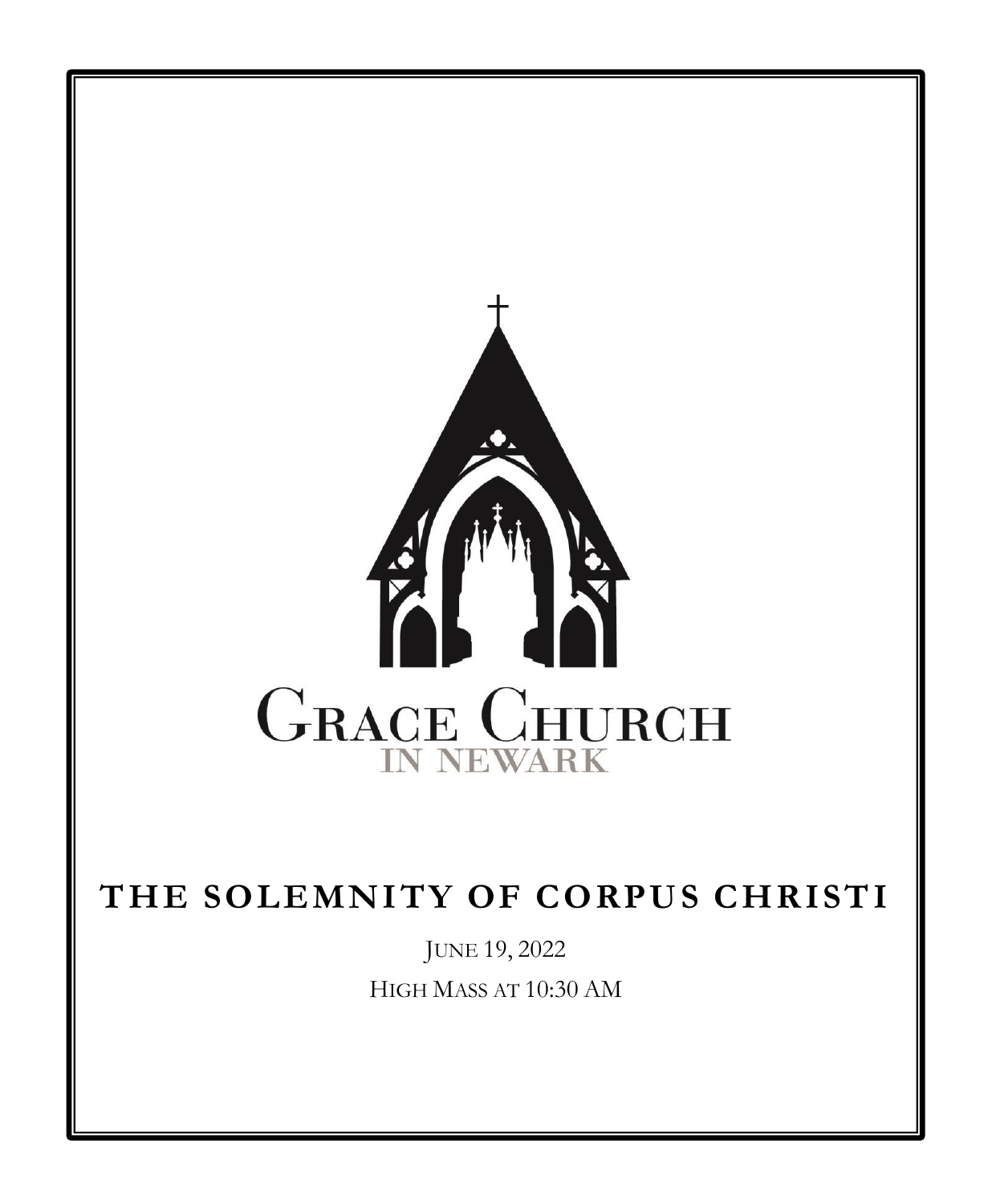Grace Church

In Newark

# THE SOLEMNITY OF CORPUS CHRISTI

June 19, 2022

High Mass at 10:30 AM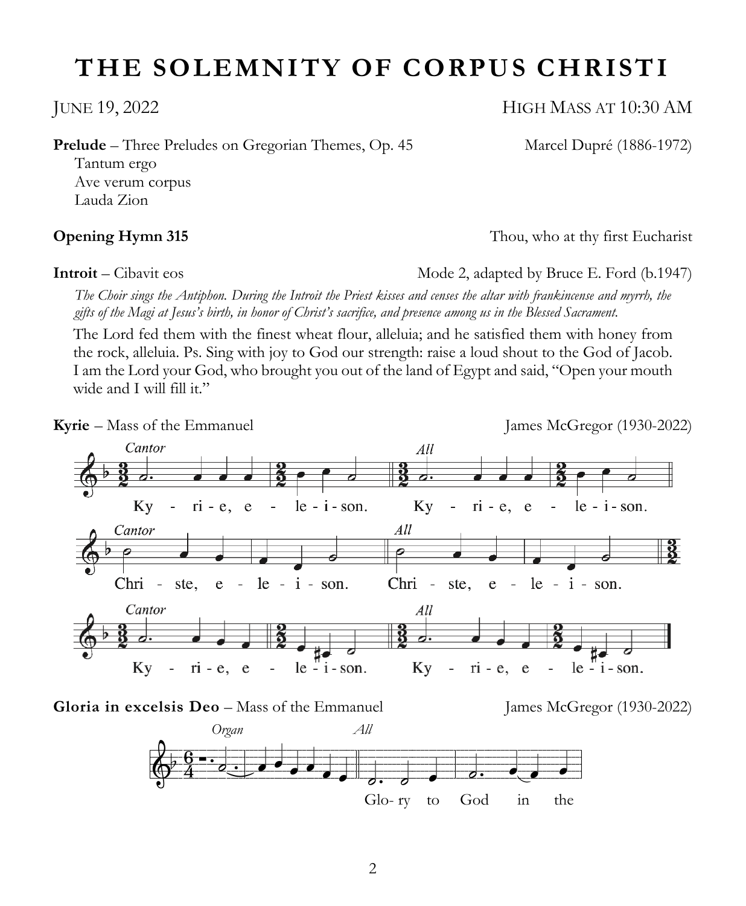# THE SOLEMNITY OF CORPUS CHRISTI

JUNE 19, 2022 HIGH MASS AT 10:30 AM

**Prelude** – Three Preludes on Gregorian Themes, Op. 45 Marcel Dupré (1886-1972)
Tantum ergo
Ave verum corpus
Lauda Zion

**Opening Hymn 315** Thou, who at thy first Eucharist

**Introit** – Cibavit eos Mode 2, adapted by Bruce E. Ford (b.1947)

*The Choir sings the Antiphon. During the Introit the Priest kisses and censes the altar with frankincense and myrrh, the gifts of the Magi at Jesus's birth, in honor of Christ's sacrifice, and presence among us in the Blessed Sacrament.*

The Lord fed them with the finest wheat flour, alleluia; and he satisfied them with honey from the rock, alleluia. Ps. Sing with joy to God our strength: raise a loud shout to the God of Jacob. I am the Lord your God, who brought you out of the land of Egypt and said, "Open your mouth wide and I will fill it."

**Kyrie** – Mass of the Emmanuel James McGregor (1930-2022)

*Cantor* Ky - ri - e, e - le - i - son. *All* Ky - ri - e, e - le - i - son.

*Cantor* Chri - ste, e - le - i - son. *All* Chri - ste, e - le - i - son.

*Cantor* Ky - ri - e, e - le - i - son. *All* Ky - ri - e, e - le - i - son.

**Gloria in excelsis Deo** – Mass of the Emmanuel James McGregor (1930-2022)

*Organ* *All* Glo- ry to God in the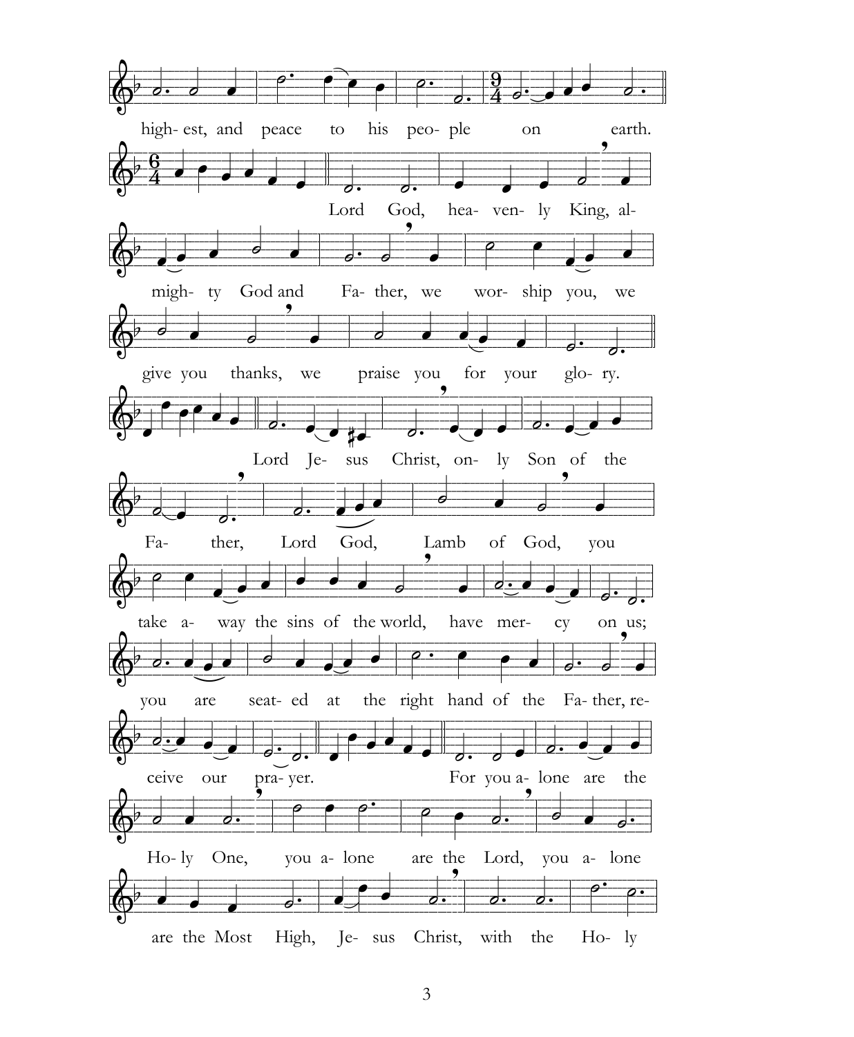high- est, and peace to his peo- ple on earth.

Lord God, hea- ven- ly King, al-

migh- ty God and Fa- ther, we wor- ship you, we

give you thanks, we praise you for your glo- ry.

Lord Je- sus Christ, on- ly Son of the

Fa- ther, Lord God, Lamb of God, you

take a- way the sins of the world, have mer- cy on us;

you are seat- ed at the right hand of the Fa- ther, re-

ceive our pra- yer. For you a- lone are the

Ho- ly One, you a- lone are the Lord, you a- lone

are the Most High, Je- sus Christ, with the Ho- ly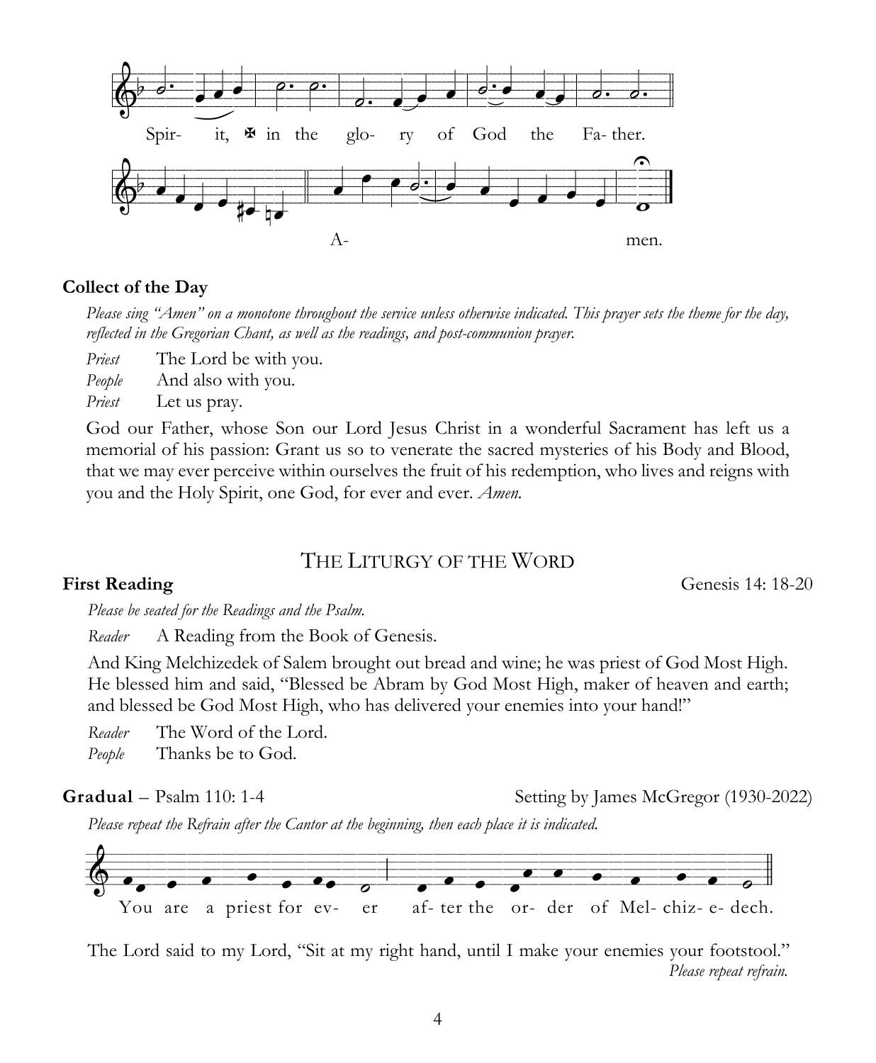Spir- it, ✠ in the glo- ry of God the Fa- ther.

A- men.

**Collect of the Day**

*Please sing "Amen" on a monotone throughout the service unless otherwise indicated. This prayer sets the theme for the day, reflected in the Gregorian Chant, as well as the readings, and post-communion prayer.*

*Priest* The Lord be with you.
*People* And also with you.
*Priest* Let us pray.

God our Father, whose Son our Lord Jesus Christ in a wonderful Sacrament has left us a memorial of his passion: Grant us so to venerate the sacred mysteries of his Body and Blood, that we may ever perceive within ourselves the fruit of his redemption, who lives and reigns with you and the Holy Spirit, one God, for ever and ever. *Amen.*

## The Liturgy of the Word

**First Reading** Genesis 14: 18-20

*Please be seated for the Readings and the Psalm.*

*Reader* A Reading from the Book of Genesis.

And King Melchizedek of Salem brought out bread and wine; he was priest of God Most High. He blessed him and said, "Blessed be Abram by God Most High, maker of heaven and earth; and blessed be God Most High, who has delivered your enemies into your hand!"

*Reader* The Word of the Lord.
*People* Thanks be to God.

**Gradual** – Psalm 110: 1-4 Setting by James McGregor (1930-2022)

*Please repeat the Refrain after the Cantor at the beginning, then each place it is indicated.*

You are a priest for ev- er af- ter the or- der of Mel- chiz- e- dech.

The Lord said to my Lord, "Sit at my right hand, until I make your enemies your footstool."
*Please repeat refrain.*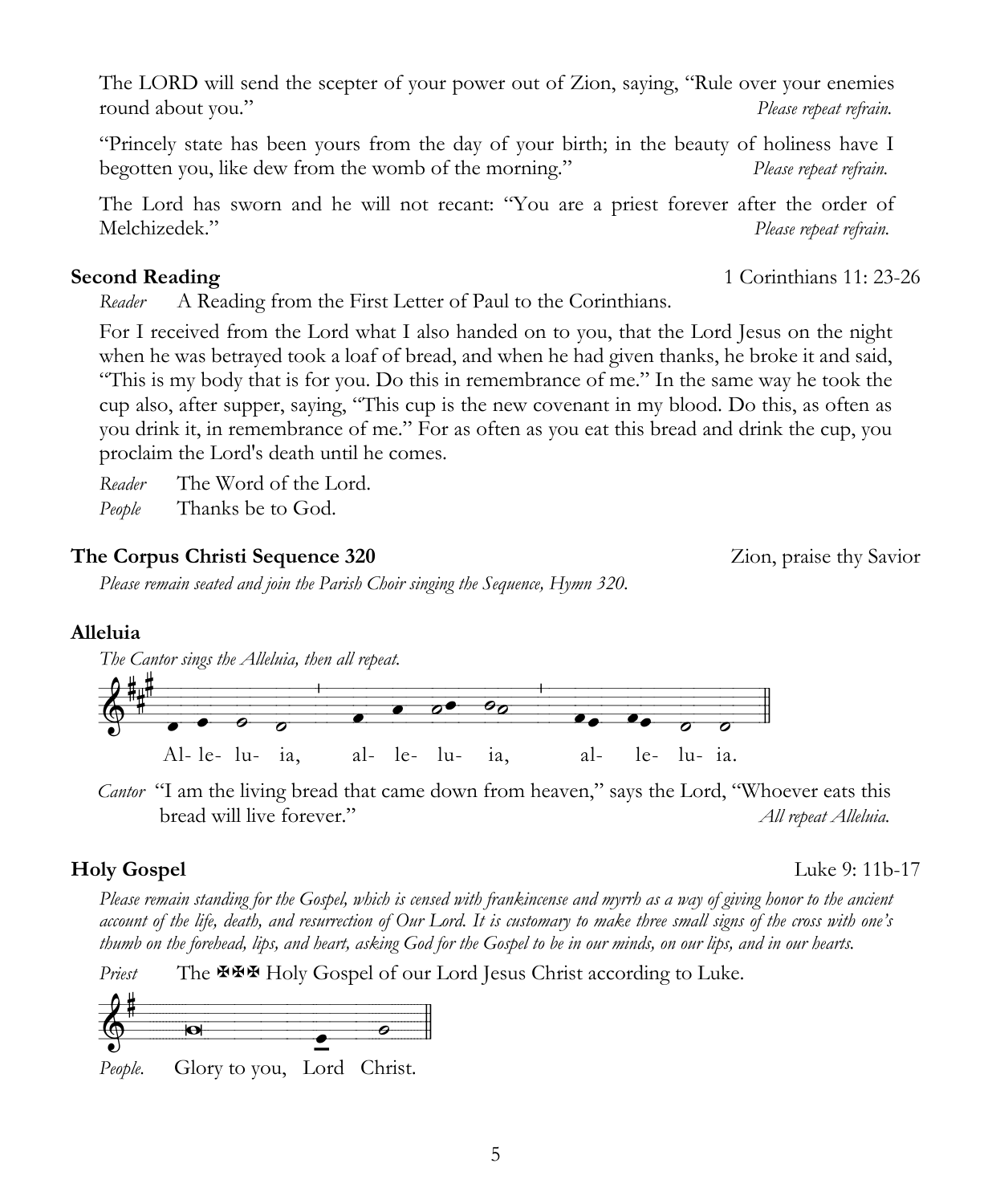The LORD will send the scepter of your power out of Zion, saying, "Rule over your enemies round about you." *Please repeat refrain.*

"Princely state has been yours from the day of your birth; in the beauty of holiness have I begotten you, like dew from the womb of the morning." *Please repeat refrain.*

The Lord has sworn and he will not recant: "You are a priest forever after the order of Melchizedek." *Please repeat refrain.*

**Second Reading** 1 Corinthians 11: 23-26

*Reader* A Reading from the First Letter of Paul to the Corinthians.

For I received from the Lord what I also handed on to you, that the Lord Jesus on the night when he was betrayed took a loaf of bread, and when he had given thanks, he broke it and said, "This is my body that is for you. Do this in remembrance of me." In the same way he took the cup also, after supper, saying, "This cup is the new covenant in my blood. Do this, as often as you drink it, in remembrance of me." For as often as you eat this bread and drink the cup, you proclaim the Lord's death until he comes.

*Reader* The Word of the Lord.
*People* Thanks be to God.

**The Corpus Christi Sequence 320** Zion, praise thy Savior

*Please remain seated and join the Parish Choir singing the Sequence, Hymn 320.*

**Alleluia**

*The Cantor sings the Alleluia, then all repeat.*

Al- le- lu- ia, al- le- lu- ia, al- le- lu- ia.

*Cantor* "I am the living bread that came down from heaven," says the Lord, "Whoever eats this bread will live forever." *All repeat Alleluia.*

**Holy Gospel** Luke 9: 11b-17

*Please remain standing for the Gospel, which is censed with frankincense and myrrh as a way of giving honor to the ancient account of the life, death, and resurrection of Our Lord. It is customary to make three small signs of the cross with one's thumb on the forehead, lips, and heart, asking God for the Gospel to be in our minds, on our lips, and in our hearts.*

*Priest* The ✠✠✠ Holy Gospel of our Lord Jesus Christ according to Luke.

*People.* Glory to you, Lord Christ.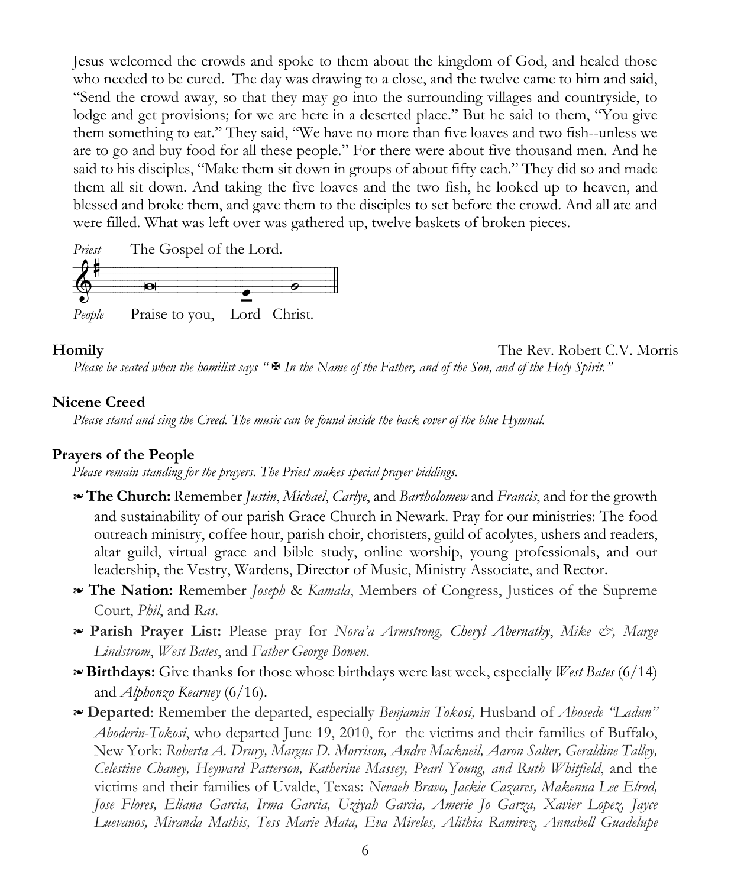Jesus welcomed the crowds and spoke to them about the kingdom of God, and healed those who needed to be cured. The day was drawing to a close, and the twelve came to him and said, "Send the crowd away, so that they may go into the surrounding villages and countryside, to lodge and get provisions; for we are here in a deserted place." But he said to them, "You give them something to eat." They said, "We have no more than five loaves and two fish--unless we are to go and buy food for all these people." For there were about five thousand men. And he said to his disciples, "Make them sit down in groups of about fifty each." They did so and made them all sit down. And taking the five loaves and the two fish, he looked up to heaven, and blessed and broke them, and gave them to the disciples to set before the crowd. And all ate and were filled. What was left over was gathered up, twelve baskets of broken pieces.

*Priest* The Gospel of the Lord.

*People* Praise to you, Lord Christ.

**Homily** The Rev. Robert C.V. Morris

*Please be seated when the homilist says "✠ In the Name of the Father, and of the Son, and of the Holy Spirit."*

**Nicene Creed**

*Please stand and sing the Creed. The music can be found inside the back cover of the blue Hymnal.*

**Prayers of the People**

*Please remain standing for the prayers. The Priest makes special prayer biddings.*

- ❧ **The Church:** Remember *Justin*, *Michael*, *Carlye*, and *Bartholomew* and *Francis*, and for the growth and sustainability of our parish Grace Church in Newark. Pray for our ministries: The food outreach ministry, coffee hour, parish choir, choristers, guild of acolytes, ushers and readers, altar guild, virtual grace and bible study, online worship, young professionals, and our leadership, the Vestry, Wardens, Director of Music, Ministry Associate, and Rector.
- ❧ **The Nation:** Remember *Joseph* & *Kamala*, Members of Congress, Justices of the Supreme Court, *Phil*, and *Ras*.
- ❧ **Parish Prayer List:** Please pray for *Nora'a Armstrong, Cheryl Abernathy*, *Mike &, Marge Lindstrom*, *West Bates*, and *Father George Bowen*.
- ❧ **Birthdays:** Give thanks for those whose birthdays were last week, especially *West Bates* (6/14) and *Alphonzo Kearney* (6/16).
- ❧ **Departed**: Remember the departed, especially *Benjamin Tokosi,* Husband of *Abosede "Ladun" Aboderin-Tokosi*, who departed June 19, 2010, for the victims and their families of Buffalo, New York: *Roberta A. Drury, Margus D. Morrison, Andre Mackneil, Aaron Salter, Geraldine Talley, Celestine Chaney, Heyward Patterson, Katherine Massey, Pearl Young, and Ruth Whitfield*, and the victims and their families of Uvalde, Texas: *Nevaeh Bravo, Jackie Cazares, Makenna Lee Elrod, Jose Flores, Eliana Garcia, Irma Garcia, Uziyah Garcia, Amerie Jo Garza, Xavier Lopez, Jayce Luevanos, Miranda Mathis, Tess Marie Mata, Eva Mireles, Alithia Ramirez, Annabell Guadelupe*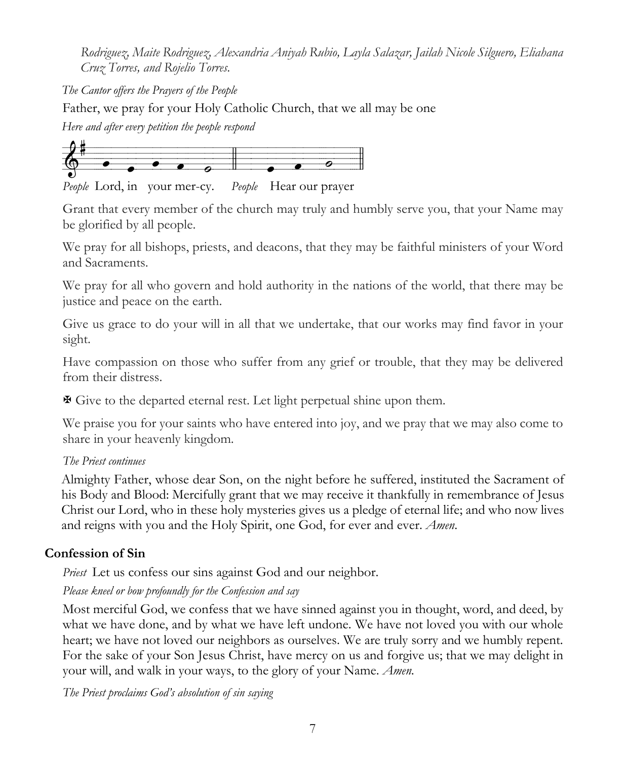*Rodriguez, Maite Rodriguez, Alexandria Aniyah Rubio, Layla Salazar, Jailah Nicole Silguero, Eliahana Cruz Torres, and Rojelio Torres.*

*The Cantor offers the Prayers of the People*

Father, we pray for your Holy Catholic Church, that we all may be one

*Here and after every petition the people respond*

*People* Lord, in your mer-cy. *People* Hear our prayer

Grant that every member of the church may truly and humbly serve you, that your Name may be glorified by all people.

We pray for all bishops, priests, and deacons, that they may be faithful ministers of your Word and Sacraments.

We pray for all who govern and hold authority in the nations of the world, that there may be justice and peace on the earth.

Give us grace to do your will in all that we undertake, that our works may find favor in your sight.

Have compassion on those who suffer from any grief or trouble, that they may be delivered from their distress.

✠ Give to the departed eternal rest. Let light perpetual shine upon them.

We praise you for your saints who have entered into joy, and we pray that we may also come to share in your heavenly kingdom.

*The Priest continues*

Almighty Father, whose dear Son, on the night before he suffered, instituted the Sacrament of his Body and Blood: Mercifully grant that we may receive it thankfully in remembrance of Jesus Christ our Lord, who in these holy mysteries gives us a pledge of eternal life; and who now lives and reigns with you and the Holy Spirit, one God, for ever and ever. *Amen.*

## Confession of Sin

*Priest* Let us confess our sins against God and our neighbor.

*Please kneel or bow profoundly for the Confession and say*

Most merciful God, we confess that we have sinned against you in thought, word, and deed, by what we have done, and by what we have left undone. We have not loved you with our whole heart; we have not loved our neighbors as ourselves. We are truly sorry and we humbly repent. For the sake of your Son Jesus Christ, have mercy on us and forgive us; that we may delight in your will, and walk in your ways, to the glory of your Name. *Amen.*

*The Priest proclaims God's absolution of sin saying*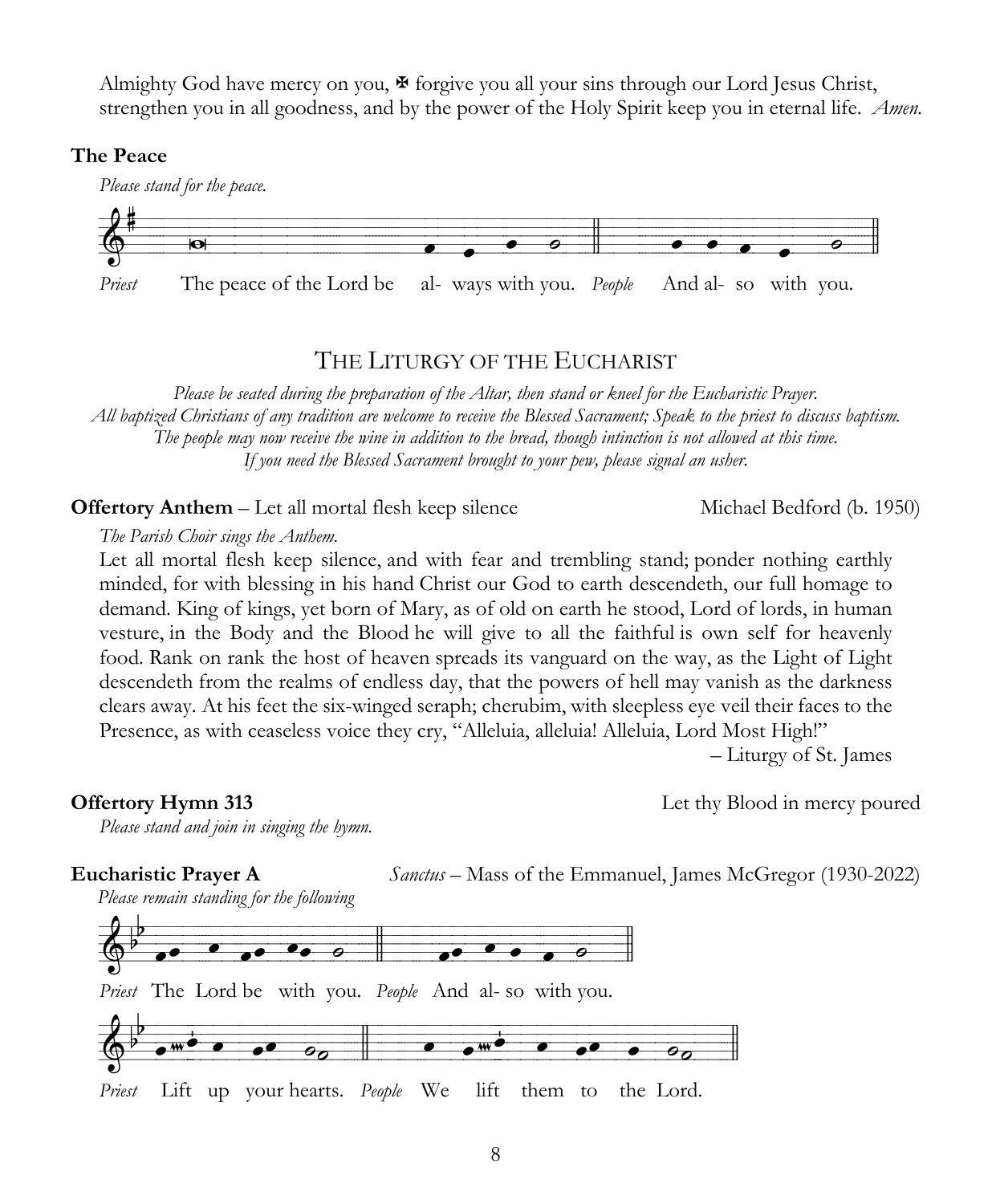Almighty God have mercy on you, ✠ forgive you all your sins through our Lord Jesus Christ, strengthen you in all goodness, and by the power of the Holy Spirit keep you in eternal life. *Amen.*

**The Peace**

*Please stand for the peace.*

*Priest* The peace of the Lord be al- ways with you. *People* And al- so with you.

## The Liturgy of the Eucharist

*Please be seated during the preparation of the Altar, then stand or kneel for the Eucharistic Prayer.*
*All baptized Christians of any tradition are welcome to receive the Blessed Sacrament; Speak to the priest to discuss baptism.*
*The people may now receive the wine in addition to the bread, though intinction is not allowed at this time.*
*If you need the Blessed Sacrament brought to your pew, please signal an usher.*

**Offertory Anthem** – Let all mortal flesh keep silence Michael Bedford (b. 1950)

*The Parish Choir sings the Anthem.*

Let all mortal flesh keep silence, and with fear and trembling stand; ponder nothing earthly minded, for with blessing in his hand Christ our God to earth descendeth, our full homage to demand. King of kings, yet born of Mary, as of old on earth he stood, Lord of lords, in human vesture, in the Body and the Blood he will give to all the faithful is own self for heavenly food. Rank on rank the host of heaven spreads its vanguard on the way, as the Light of Light descendeth from the realms of endless day, that the powers of hell may vanish as the darkness clears away. At his feet the six-winged seraph; cherubim, with sleepless eye veil their faces to the Presence, as with ceaseless voice they cry, "Alleluia, alleluia! Alleluia, Lord Most High!"

– Liturgy of St. James

**Offertory Hymn 313** Let thy Blood in mercy poured

*Please stand and join in singing the hymn.*

**Eucharistic Prayer A** *Sanctus* – Mass of the Emmanuel, James McGregor (1930-2022)

*Please remain standing for the following*

*Priest* The Lord be with you. *People* And al- so with you.

*Priest* Lift up your hearts. *People* We lift them to the Lord.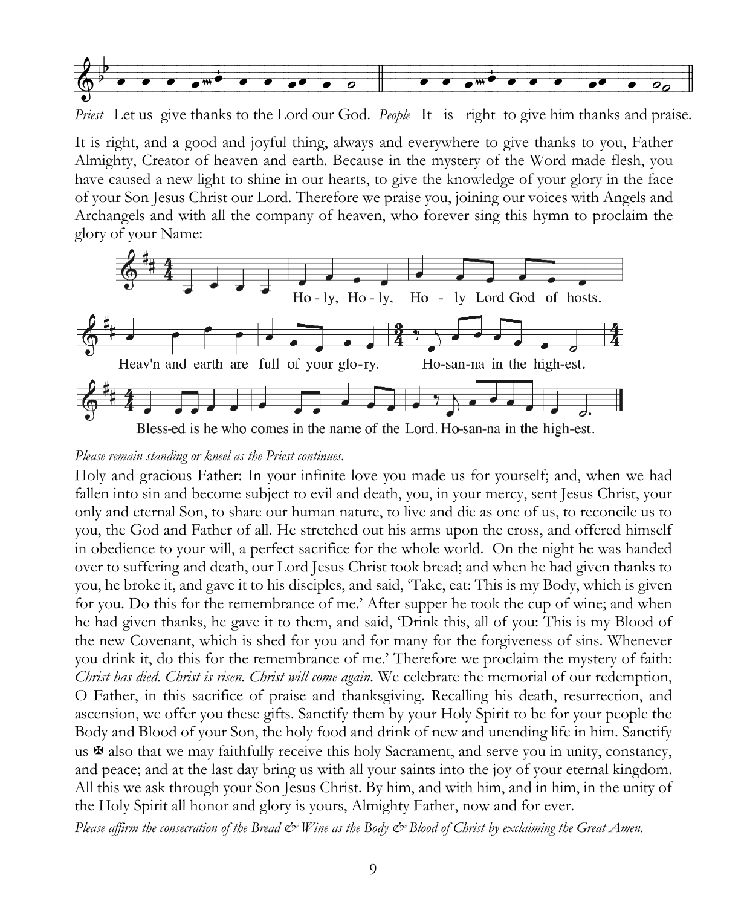*Priest* Let us give thanks to the Lord our God. *People* It is right to give him thanks and praise.

It is right, and a good and joyful thing, always and everywhere to give thanks to you, Father Almighty, Creator of heaven and earth. Because in the mystery of the Word made flesh, you have caused a new light to shine in our hearts, to give the knowledge of your glory in the face of your Son Jesus Christ our Lord. Therefore we praise you, joining our voices with Angels and Archangels and with all the company of heaven, who forever sing this hymn to proclaim the glory of your Name:

Ho - ly, Ho - ly, Ho - ly Lord God of hosts.

Heav'n and earth are full of your glo-ry. Ho-san-na in the high-est.

Bless-ed is he who comes in the name of the Lord. Ho-san-na in the high-est.

*Please remain standing or kneel as the Priest continues.*

Holy and gracious Father: In your infinite love you made us for yourself; and, when we had fallen into sin and become subject to evil and death, you, in your mercy, sent Jesus Christ, your only and eternal Son, to share our human nature, to live and die as one of us, to reconcile us to you, the God and Father of all. He stretched out his arms upon the cross, and offered himself in obedience to your will, a perfect sacrifice for the whole world. On the night he was handed over to suffering and death, our Lord Jesus Christ took bread; and when he had given thanks to you, he broke it, and gave it to his disciples, and said, 'Take, eat: This is my Body, which is given for you. Do this for the remembrance of me.' After supper he took the cup of wine; and when he had given thanks, he gave it to them, and said, 'Drink this, all of you: This is my Blood of the new Covenant, which is shed for you and for many for the forgiveness of sins. Whenever you drink it, do this for the remembrance of me.' Therefore we proclaim the mystery of faith: *Christ has died. Christ is risen. Christ will come again.* We celebrate the memorial of our redemption, O Father, in this sacrifice of praise and thanksgiving. Recalling his death, resurrection, and ascension, we offer you these gifts. Sanctify them by your Holy Spirit to be for your people the Body and Blood of your Son, the holy food and drink of new and unending life in him. Sanctify us ✠ also that we may faithfully receive this holy Sacrament, and serve you in unity, constancy, and peace; and at the last day bring us with all your saints into the joy of your eternal kingdom. All this we ask through your Son Jesus Christ. By him, and with him, and in him, in the unity of the Holy Spirit all honor and glory is yours, Almighty Father, now and for ever.

*Please affirm the consecration of the Bread & Wine as the Body & Blood of Christ by exclaiming the Great Amen.*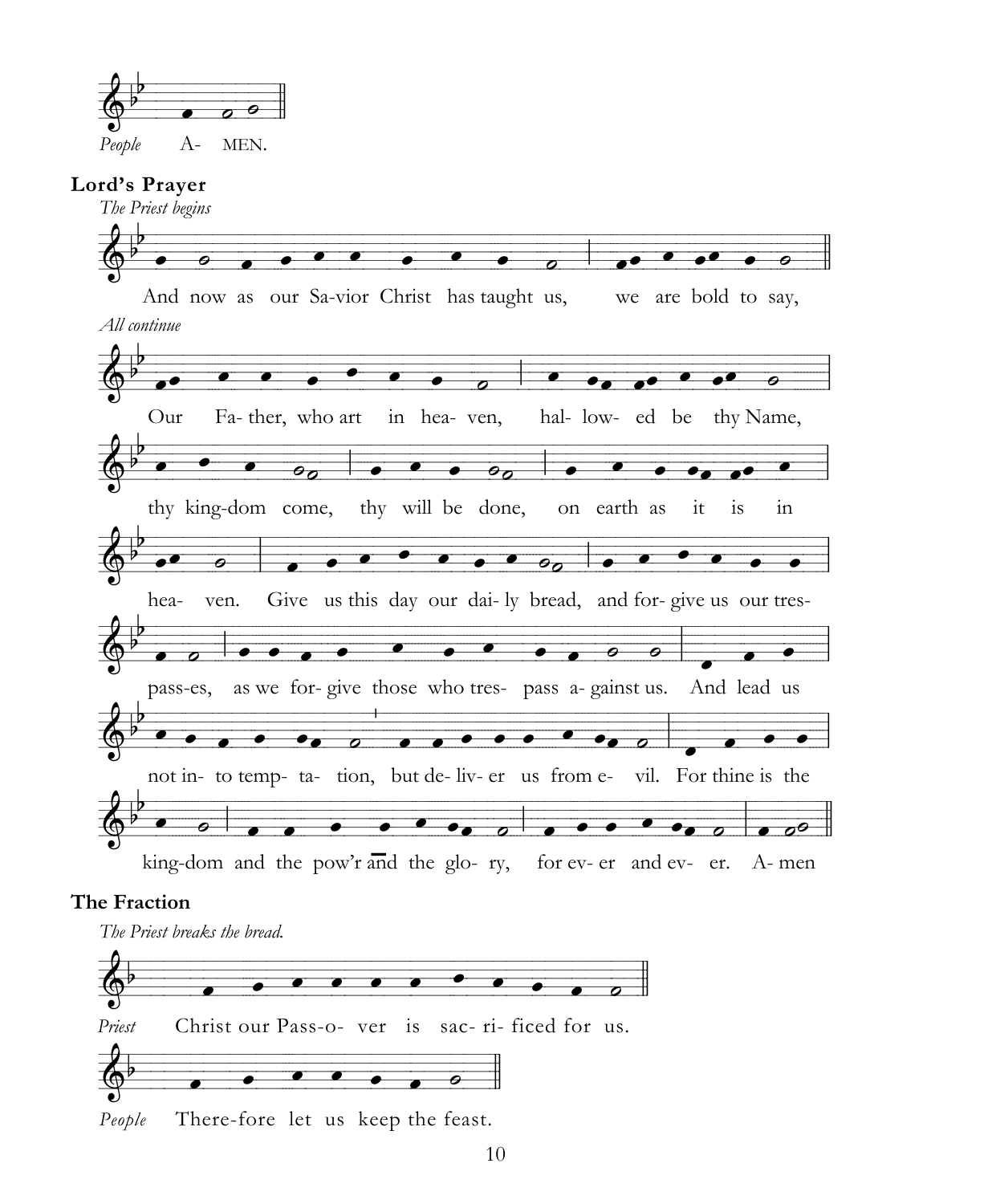*People* A- MEN.

**Lord's Prayer**

*The Priest begins*

And now as our Sa-vior Christ has taught us, we are bold to say,

*All continue*

Our Fa- ther, who art in hea- ven, hal- low- ed be thy Name,

thy king-dom come, thy will be done, on earth as it is in

hea- ven. Give us this day our dai- ly bread, and for- give us our tres-

pass-es, as we for- give those who tres- pass a- gainst us. And lead us

not in- to temp- ta- tion, but de- liv- er us from e- vil. For thine is the

king-dom and the pow'r and the glo- ry, for ev- er and ev- er. A- men

**The Fraction**

*The Priest breaks the bread.*

*Priest* Christ our Pass-o- ver is sac- ri- ficed for us.

*People* There-fore let us keep the feast.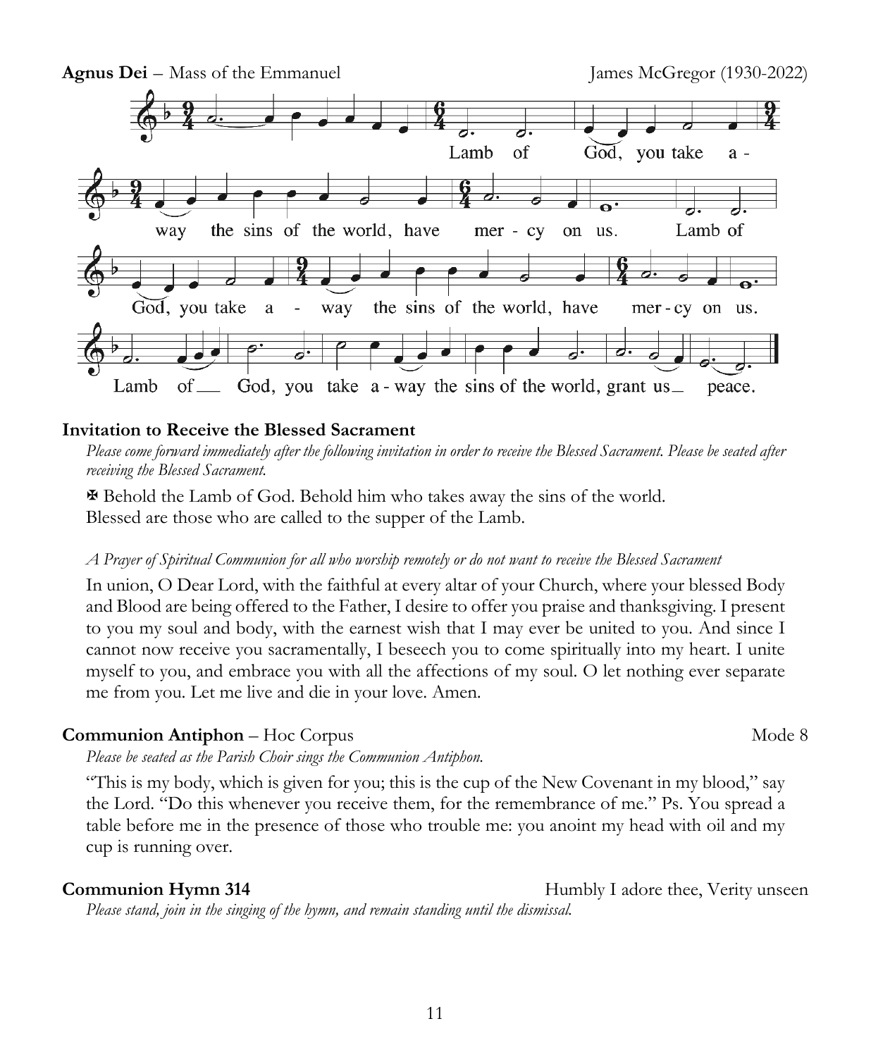**Agnus Dei** – Mass of the Emmanuel James McGregor (1930-2022)

Lamb of God, you take away the sins of the world, have mercy on us. Lamb of God, you take away the sins of the world, have mercy on us. Lamb of God, you take a-way the sins of the world, grant us peace.

**Invitation to Receive the Blessed Sacrament**

*Please come forward immediately after the following invitation in order to receive the Blessed Sacrament. Please be seated after receiving the Blessed Sacrament.*

✠ Behold the Lamb of God. Behold him who takes away the sins of the world.
Blessed are those who are called to the supper of the Lamb.

*A Prayer of Spiritual Communion for all who worship remotely or do not want to receive the Blessed Sacrament*

In union, O Dear Lord, with the faithful at every altar of your Church, where your blessed Body and Blood are being offered to the Father, I desire to offer you praise and thanksgiving. I present to you my soul and body, with the earnest wish that I may ever be united to you. And since I cannot now receive you sacramentally, I beseech you to come spiritually into my heart. I unite myself to you, and embrace you with all the affections of my soul. O let nothing ever separate me from you. Let me live and die in your love. Amen.

**Communion Antiphon** – Hoc Corpus Mode 8

*Please be seated as the Parish Choir sings the Communion Antiphon.*

"This is my body, which is given for you; this is the cup of the New Covenant in my blood," say the Lord. "Do this whenever you receive them, for the remembrance of me." Ps. You spread a table before me in the presence of those who trouble me: you anoint my head with oil and my cup is running over.

**Communion Hymn 314** Humbly I adore thee, Verity unseen

*Please stand, join in the singing of the hymn, and remain standing until the dismissal.*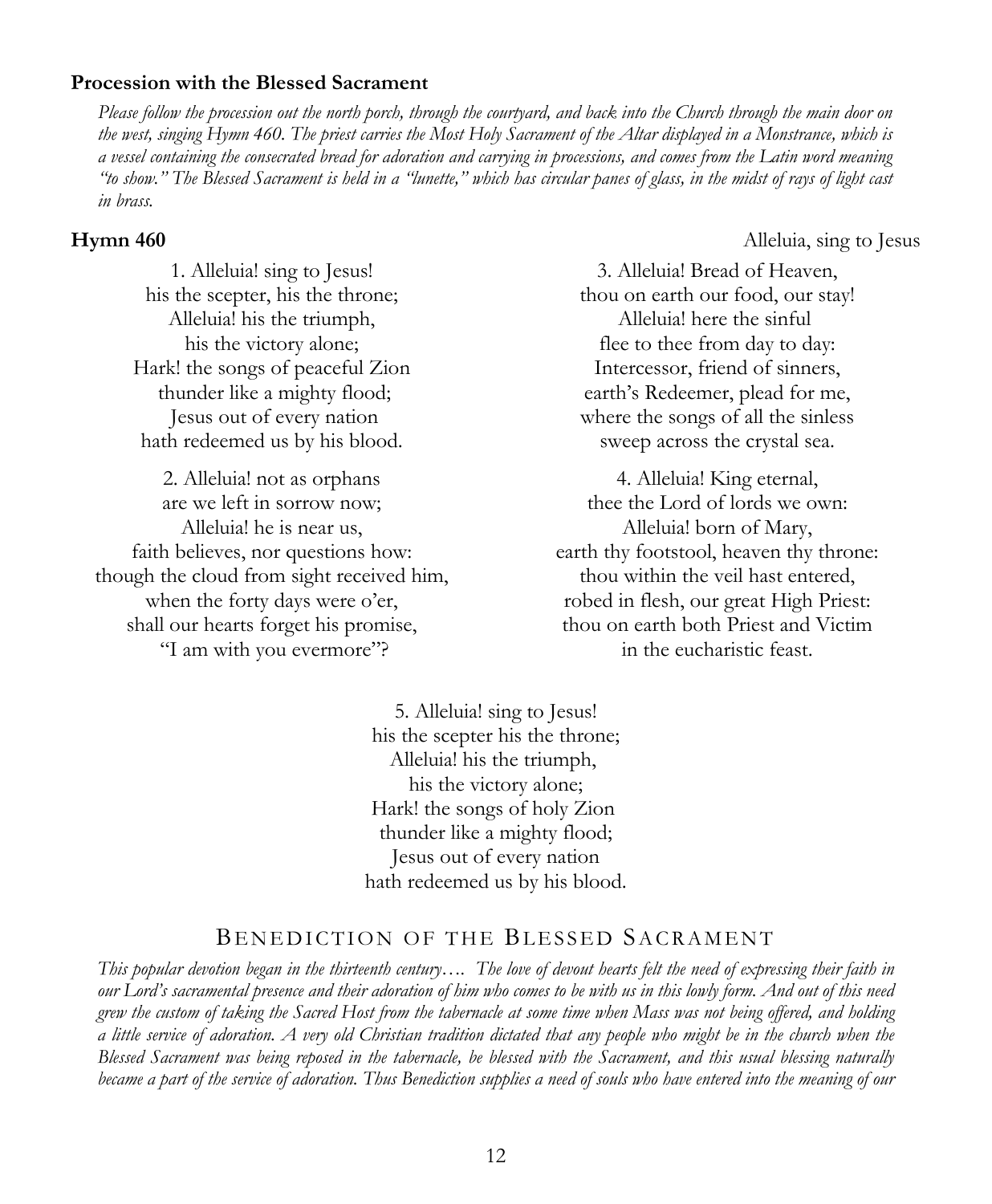**Procession with the Blessed Sacrament**

*Please follow the procession out the north porch, through the courtyard, and back into the Church through the main door on the west, singing Hymn 460. The priest carries the Most Holy Sacrament of the Altar displayed in a Monstrance, which is a vessel containing the consecrated bread for adoration and carrying in processions, and comes from the Latin word meaning "to show." The Blessed Sacrament is held in a "lunette," which has circular panes of glass, in the midst of rays of light cast in brass.*

**Hymn 460** Alleluia, sing to Jesus

1. Alleluia! sing to Jesus!
his the scepter, his the throne;
Alleluia! his the triumph,
his the victory alone;
Hark! the songs of peaceful Zion
thunder like a mighty flood;
Jesus out of every nation
hath redeemed us by his blood.

2. Alleluia! not as orphans
are we left in sorrow now;
Alleluia! he is near us,
faith believes, nor questions how:
though the cloud from sight received him,
when the forty days were o'er,
shall our hearts forget his promise,
"I am with you evermore"?

3. Alleluia! Bread of Heaven,
thou on earth our food, our stay!
Alleluia! here the sinful
flee to thee from day to day:
Intercessor, friend of sinners,
earth's Redeemer, plead for me,
where the songs of all the sinless
sweep across the crystal sea.

4. Alleluia! King eternal,
thee the Lord of lords we own:
Alleluia! born of Mary,
earth thy footstool, heaven thy throne:
thou within the veil hast entered,
robed in flesh, our great High Priest:
thou on earth both Priest and Victim
in the eucharistic feast.

5. Alleluia! sing to Jesus!
his the scepter his the throne;
Alleluia! his the triumph,
his the victory alone;
Hark! the songs of holy Zion
thunder like a mighty flood;
Jesus out of every nation
hath redeemed us by his blood.

## Benediction of the Blessed Sacrament

*This popular devotion began in the thirteenth century…. The love of devout hearts felt the need of expressing their faith in our Lord's sacramental presence and their adoration of him who comes to be with us in this lowly form. And out of this need grew the custom of taking the Sacred Host from the tabernacle at some time when Mass was not being offered, and holding a little service of adoration. A very old Christian tradition dictated that any people who might be in the church when the Blessed Sacrament was being reposed in the tabernacle, be blessed with the Sacrament, and this usual blessing naturally became a part of the service of adoration. Thus Benediction supplies a need of souls who have entered into the meaning of our*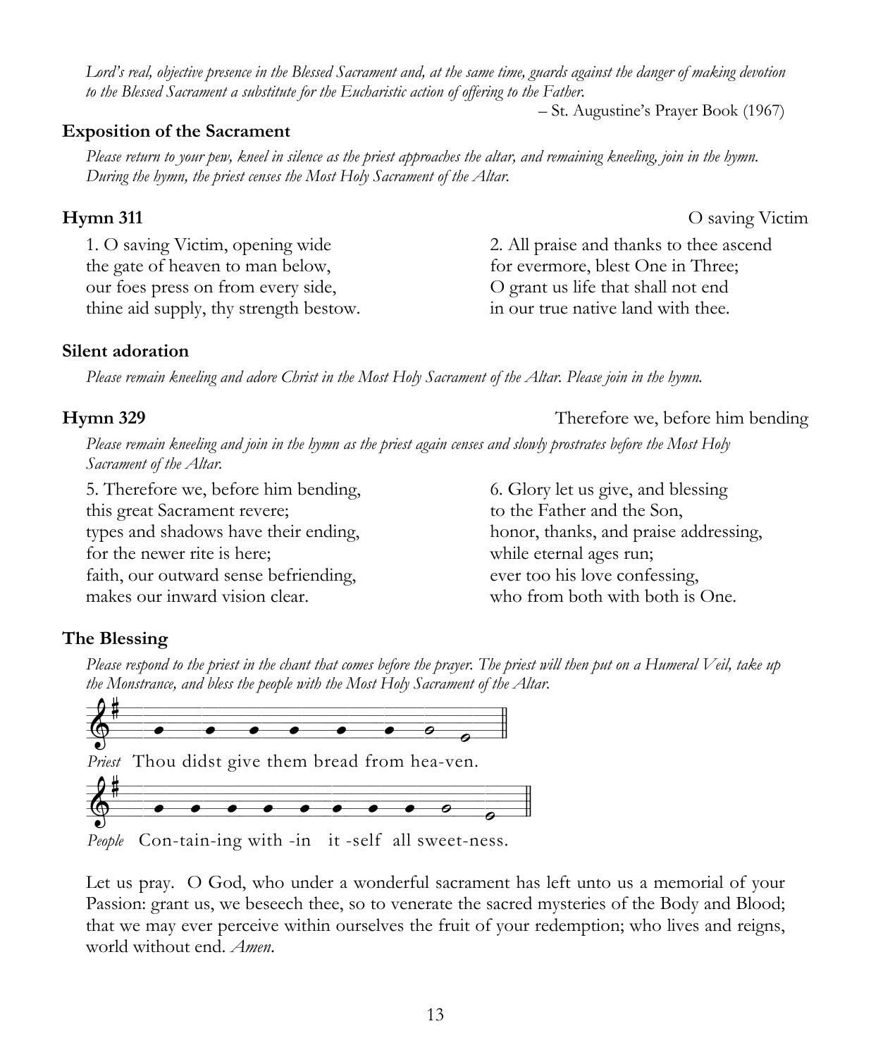*Lord's real, objective presence in the Blessed Sacrament and, at the same time, guards against the danger of making devotion to the Blessed Sacrament a substitute for the Eucharistic action of offering to the Father.*

– St. Augustine's Prayer Book (1967)

### Exposition of the Sacrament

*Please return to your pew, kneel in silence as the priest approaches the altar, and remaining kneeling, join in the hymn. During the hymn, the priest censes the Most Holy Sacrament of the Altar.*

**Hymn 311** — O saving Victim

1. O saving Victim, opening wide
the gate of heaven to man below,
our foes press on from every side,
thine aid supply, thy strength bestow.

2. All praise and thanks to thee ascend
for evermore, blest One in Three;
O grant us life that shall not end
in our true native land with thee.

### Silent adoration

*Please remain kneeling and adore Christ in the Most Holy Sacrament of the Altar. Please join in the hymn.*

**Hymn 329** — Therefore we, before him bending

*Please remain kneeling and join in the hymn as the priest again censes and slowly prostrates before the Most Holy Sacrament of the Altar.*

5. Therefore we, before him bending,
this great Sacrament revere;
types and shadows have their ending,
for the newer rite is here;
faith, our outward sense befriending,
makes our inward vision clear.

6. Glory let us give, and blessing
to the Father and the Son,
honor, thanks, and praise addressing,
while eternal ages run;
ever too his love confessing,
who from both with both is One.

### The Blessing

*Please respond to the priest in the chant that comes before the prayer. The priest will then put on a Humeral Veil, take up the Monstrance, and bless the people with the Most Holy Sacrament of the Altar.*

*Priest* Thou didst give them bread from hea-ven.

*People* Con-tain-ing with -in it -self all sweet-ness.

Let us pray. O God, who under a wonderful sacrament has left unto us a memorial of your Passion: grant us, we beseech thee, so to venerate the sacred mysteries of the Body and Blood; that we may ever perceive within ourselves the fruit of your redemption; who lives and reigns, world without end. *Amen.*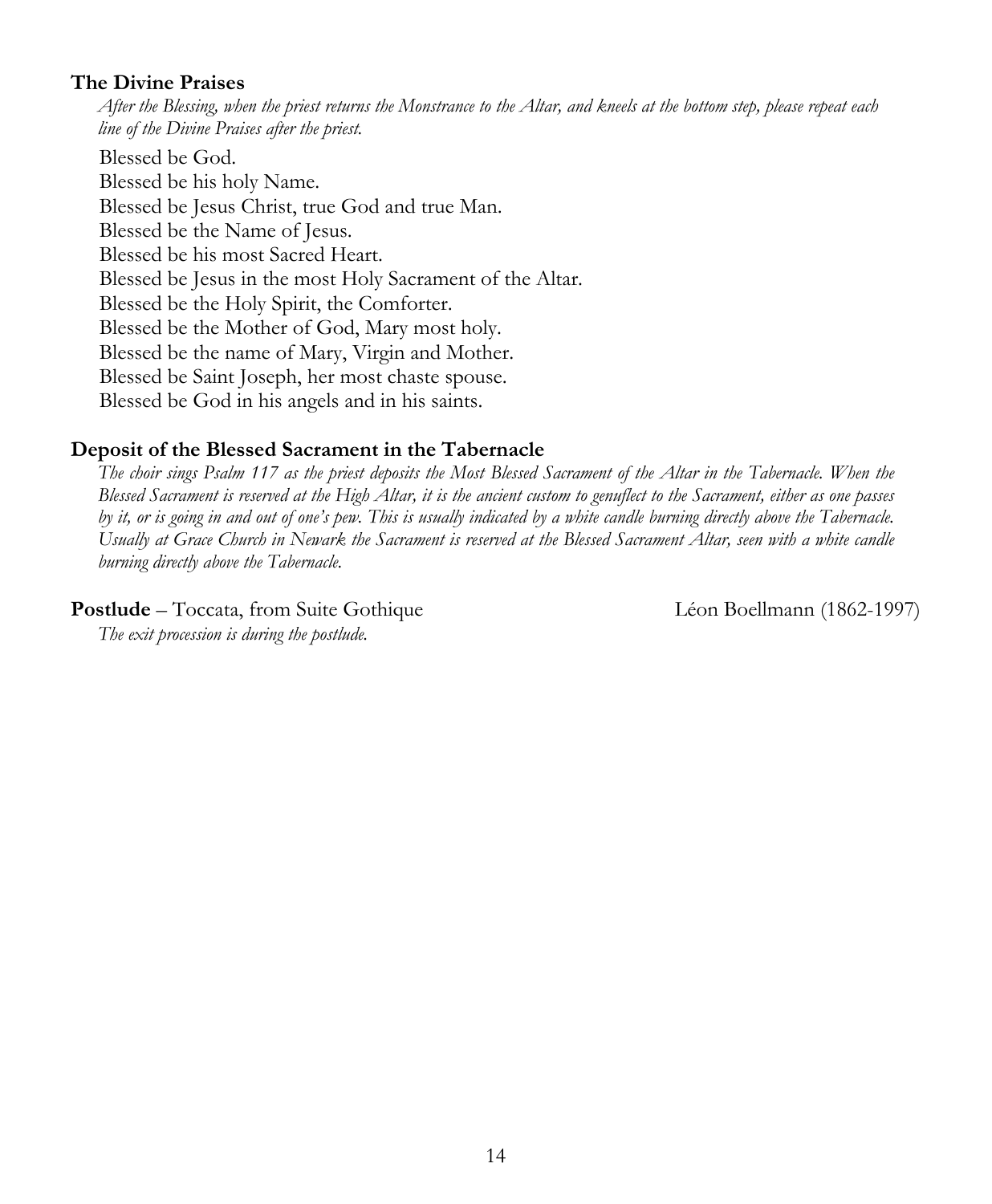**The Divine Praises**

*After the Blessing, when the priest returns the Monstrance to the Altar, and kneels at the bottom step, please repeat each line of the Divine Praises after the priest.*

Blessed be God.
Blessed be his holy Name.
Blessed be Jesus Christ, true God and true Man.
Blessed be the Name of Jesus.
Blessed be his most Sacred Heart.
Blessed be Jesus in the most Holy Sacrament of the Altar.
Blessed be the Holy Spirit, the Comforter.
Blessed be the Mother of God, Mary most holy.
Blessed be the name of Mary, Virgin and Mother.
Blessed be Saint Joseph, her most chaste spouse.
Blessed be God in his angels and in his saints.

**Deposit of the Blessed Sacrament in the Tabernacle**

*The choir sings Psalm 117 as the priest deposits the Most Blessed Sacrament of the Altar in the Tabernacle. When the Blessed Sacrament is reserved at the High Altar, it is the ancient custom to genuflect to the Sacrament, either as one passes by it, or is going in and out of one's pew. This is usually indicated by a white candle burning directly above the Tabernacle. Usually at Grace Church in Newark the Sacrament is reserved at the Blessed Sacrament Altar, seen with a white candle burning directly above the Tabernacle.*

**Postlude** – Toccata, from Suite Gothique Léon Boellmann (1862-1997)

*The exit procession is during the postlude.*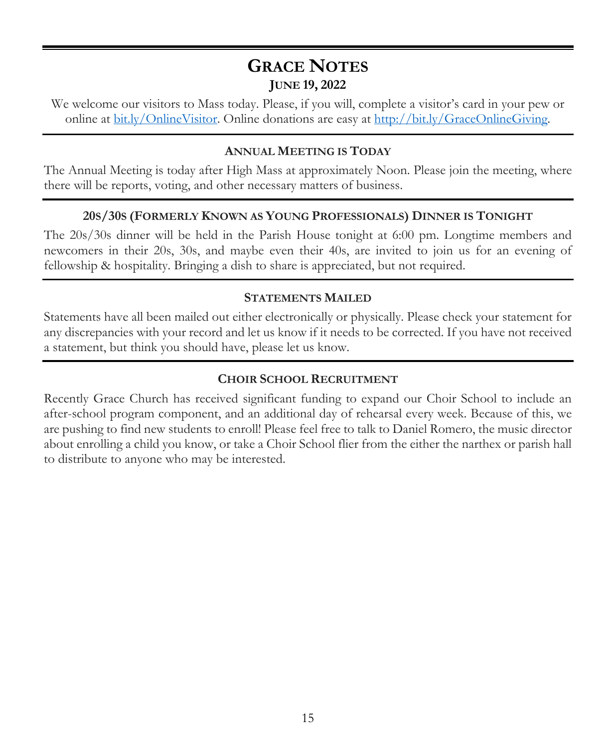# Grace Notes

## June 19, 2022

We welcome our visitors to Mass today. Please, if you will, complete a visitor's card in your pew or online at [bit.ly/OnlineVisitor](bit.ly/OnlineVisitor). Online donations are easy at [http://bit.ly/GraceOnlineGiving](http://bit.ly/GraceOnlineGiving).

---

### Annual Meeting is Today

The Annual Meeting is today after High Mass at approximately Noon. Please join the meeting, where there will be reports, voting, and other necessary matters of business.

---

### 20s/30s (Formerly Known as Young Professionals) Dinner is Tonight

The 20s/30s dinner will be held in the Parish House tonight at 6:00 pm. Longtime members and newcomers in their 20s, 30s, and maybe even their 40s, are invited to join us for an evening of fellowship & hospitality. Bringing a dish to share is appreciated, but not required.

---

### Statements Mailed

Statements have all been mailed out either electronically or physically. Please check your statement for any discrepancies with your record and let us know if it needs to be corrected. If you have not received a statement, but think you should have, please let us know.

---

### Choir School Recruitment

Recently Grace Church has received significant funding to expand our Choir School to include an after-school program component, and an additional day of rehearsal every week. Because of this, we are pushing to find new students to enroll! Please feel free to talk to Daniel Romero, the music director about enrolling a child you know, or take a Choir School flier from the either the narthex or parish hall to distribute to anyone who may be interested.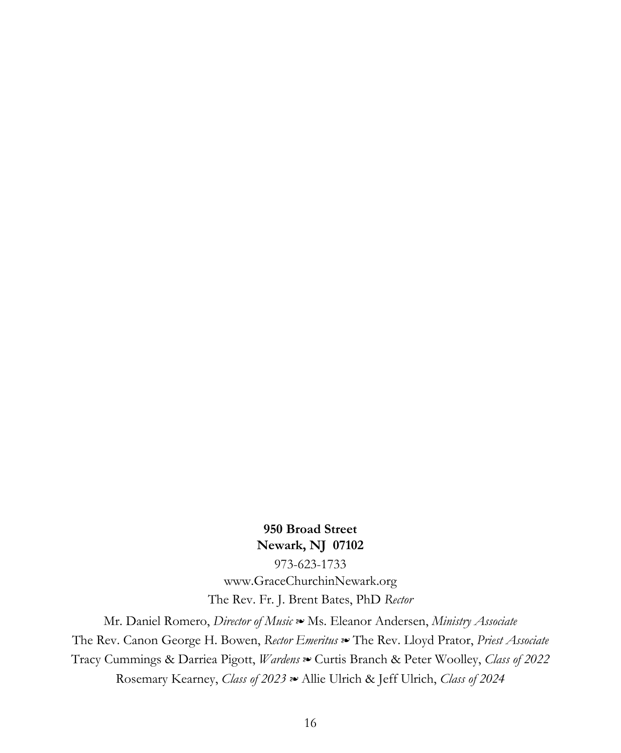**950 Broad Street**
**Newark, NJ 07102**

973-623-1733

www.GraceChurchinNewark.org

The Rev. Fr. J. Brent Bates, PhD *Rector*

Mr. Daniel Romero, *Director of Music* ❧ Ms. Eleanor Andersen, *Ministry Associate*
The Rev. Canon George H. Bowen, *Rector Emeritus* ❧ The Rev. Lloyd Prator, *Priest Associate*
Tracy Cummings & Darriea Pigott, *Wardens* ❧ Curtis Branch & Peter Woolley, *Class of 2022*
Rosemary Kearney, *Class of 2023* ❧ Allie Ulrich & Jeff Ulrich, *Class of 2024*